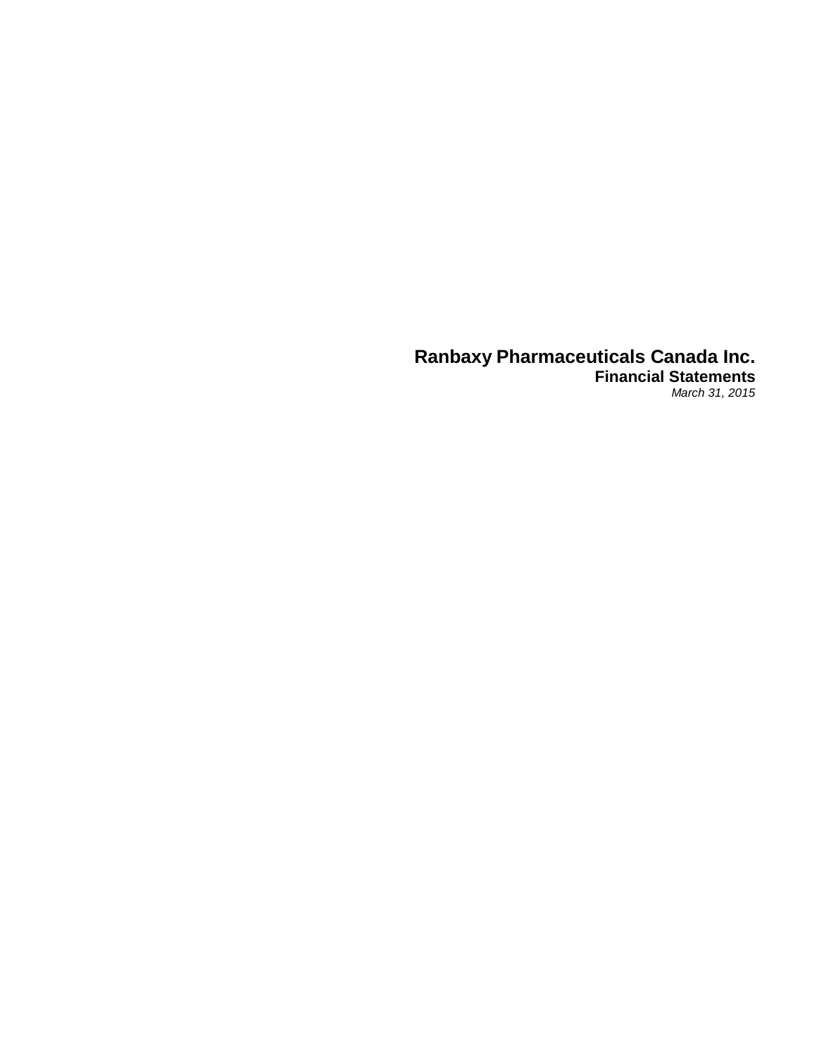# Ranbaxy Pharmaceuticals Canada Inc.

**Financial Statements**

*March 31, 2015*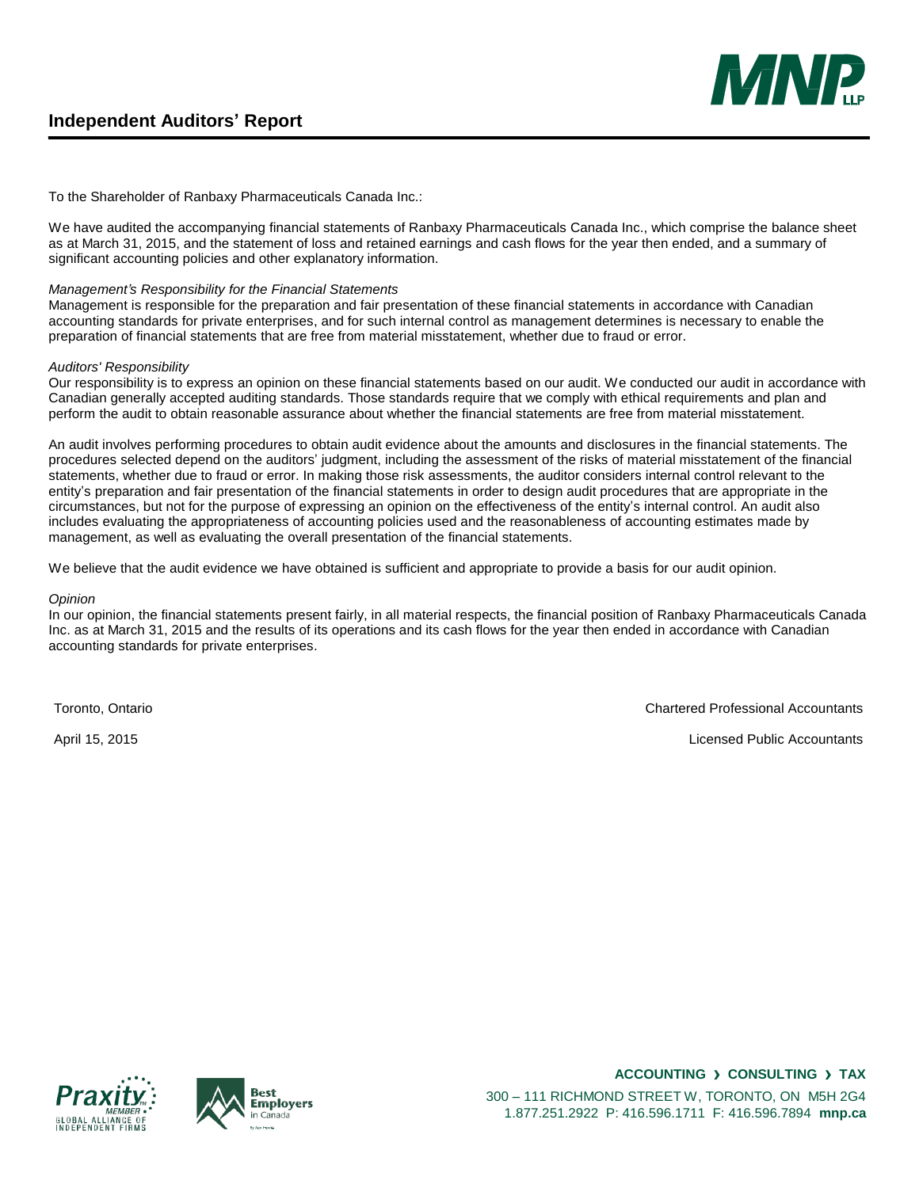# Independent Auditors' Report

To the Shareholder of Ranbaxy Pharmaceuticals Canada Inc.:

We have audited the accompanying financial statements of Ranbaxy Pharmaceuticals Canada Inc., which comprise the balance sheet as at March 31, 2015, and the statement of loss and retained earnings and cash flows for the year then ended, and a summary of significant accounting policies and other explanatory information.

*Management's Responsibility for the Financial Statements*

Management is responsible for the preparation and fair presentation of these financial statements in accordance with Canadian accounting standards for private enterprises, and for such internal control as management determines is necessary to enable the preparation of financial statements that are free from material misstatement, whether due to fraud or error.

*Auditors' Responsibility*

Our responsibility is to express an opinion on these financial statements based on our audit. We conducted our audit in accordance with Canadian generally accepted auditing standards. Those standards require that we comply with ethical requirements and plan and perform the audit to obtain reasonable assurance about whether the financial statements are free from material misstatement.

An audit involves performing procedures to obtain audit evidence about the amounts and disclosures in the financial statements. The procedures selected depend on the auditors' judgment, including the assessment of the risks of material misstatement of the financial statements, whether due to fraud or error. In making those risk assessments, the auditor considers internal control relevant to the entity's preparation and fair presentation of the financial statements in order to design audit procedures that are appropriate in the circumstances, but not for the purpose of expressing an opinion on the effectiveness of the entity's internal control. An audit also includes evaluating the appropriateness of accounting policies used and the reasonableness of accounting estimates made by management, as well as evaluating the overall presentation of the financial statements.

We believe that the audit evidence we have obtained is sufficient and appropriate to provide a basis for our audit opinion.

*Opinion*

In our opinion, the financial statements present fairly, in all material respects, the financial position of Ranbaxy Pharmaceuticals Canada Inc. as at March 31, 2015 and the results of its operations and its cash flows for the year then ended in accordance with Canadian accounting standards for private enterprises.

Toronto, Ontario

April 15, 2015

Chartered Professional Accountants

Licensed Public Accountants

**ACCOUNTING › CONSULTING › TAX**

300 – 111 RICHMOND STREET W, TORONTO, ON M5H 2G4

1.877.251.2922 P: 416.596.1711 F: 416.596.7894 **mnp.ca**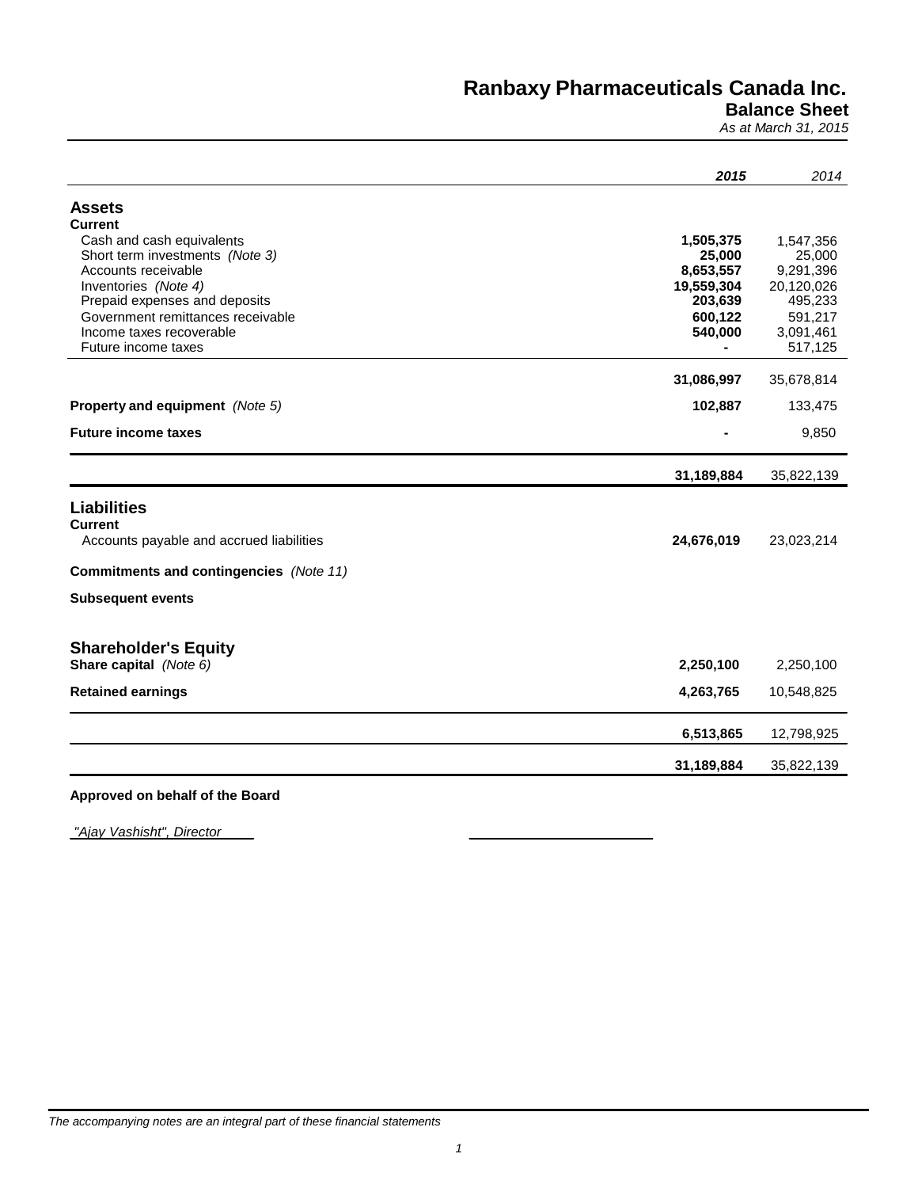# Ranbaxy Pharmaceuticals Canada Inc.

## Balance Sheet

*As at March 31, 2015*

| | **2015** | 2014 |
|---|---|---|
| **Assets** | | |
| **Current** | | |
| Cash and cash equivalents | **1,505,375** | 1,547,356 |
| Short term investments *(Note 3)* | **25,000** | 25,000 |
| Accounts receivable | **8,653,557** | 9,291,396 |
| Inventories *(Note 4)* | **19,559,304** | 20,120,026 |
| Prepaid expenses and deposits | **203,639** | 495,233 |
| Government remittances receivable | **600,122** | 591,217 |
| Income taxes recoverable | **540,000** | 3,091,461 |
| Future income taxes | **-** | 517,125 |
| | **31,086,997** | 35,678,814 |
| **Property and equipment** *(Note 5)* | **102,887** | 133,475 |
| **Future income taxes** | **-** | 9,850 |
| | **31,189,884** | 35,822,139 |
| **Liabilities** | | |
| **Current** | | |
| Accounts payable and accrued liabilities | **24,676,019** | 23,023,214 |
| **Commitments and contingencies** *(Note 11)* | | |
| **Subsequent events** | | |
| **Shareholder's Equity** | | |
| **Share capital** *(Note 6)* | **2,250,100** | 2,250,100 |
| **Retained earnings** | **4,263,765** | 10,548,825 |
| | **6,513,865** | 12,798,925 |
| | **31,189,884** | 35,822,139 |

**Approved on behalf of the Board**

*"Ajay Vashisht", Director* \_\_\_\_\_\_\_\_\_\_\_\_\_\_\_\_\_\_\_\_\_\_\_\_

*The accompanying notes are an integral part of these financial statements*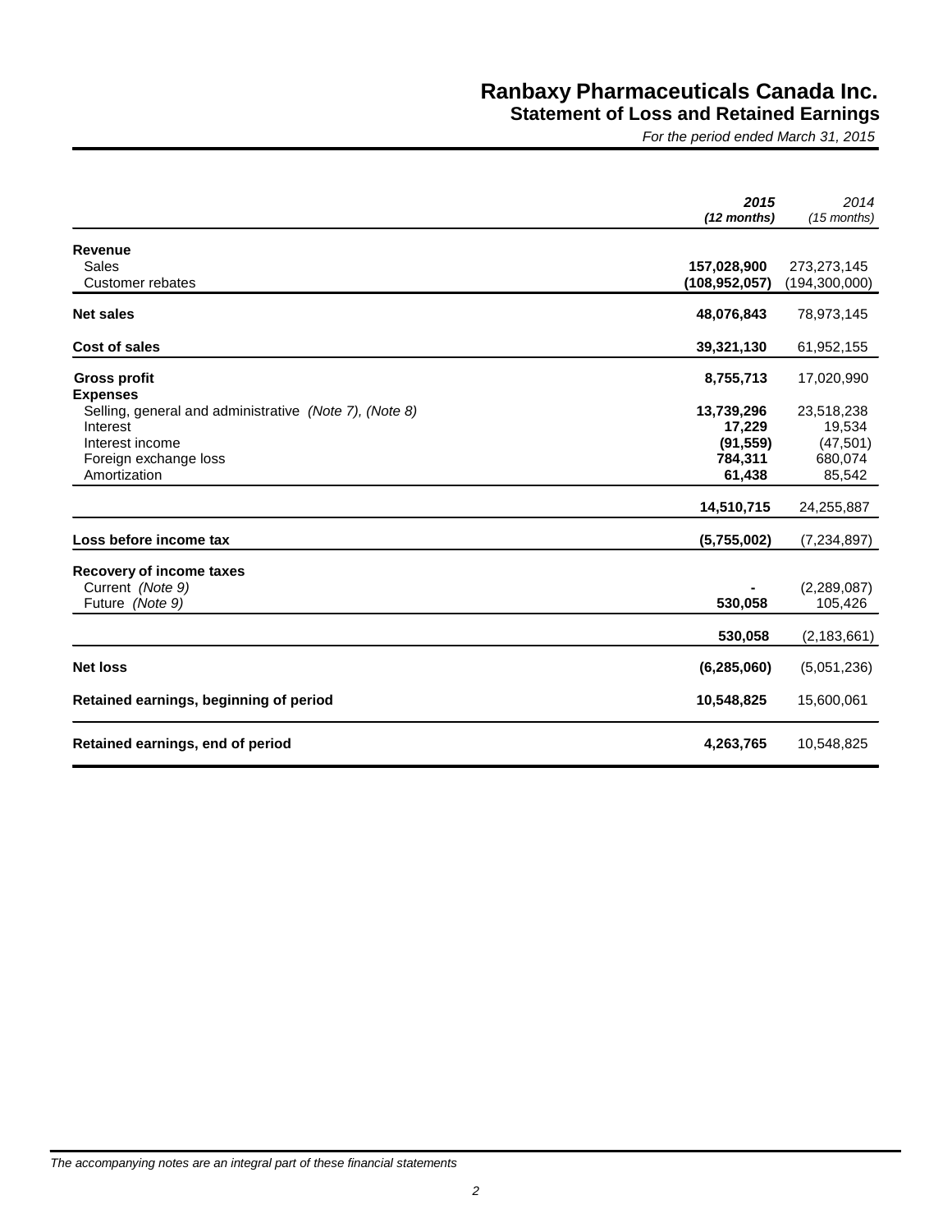# Ranbaxy Pharmaceuticals Canada Inc.
## Statement of Loss and Retained Earnings
*For the period ended March 31, 2015*

| | **2015** *(12 months)* | 2014 *(15 months)* |
|---|---|---|
| **Revenue** | | |
| Sales | **157,028,900** | 273,273,145 |
| Customer rebates | **(108,952,057)** | (194,300,000) |
| **Net sales** | **48,076,843** | 78,973,145 |
| **Cost of sales** | **39,321,130** | 61,952,155 |
| **Gross profit** | **8,755,713** | 17,020,990 |
| **Expenses** | | |
| Selling, general and administrative *(Note 7), (Note 8)* | **13,739,296** | 23,518,238 |
| Interest | **17,229** | 19,534 |
| Interest income | **(91,559)** | (47,501) |
| Foreign exchange loss | **784,311** | 680,074 |
| Amortization | **61,438** | 85,542 |
| | **14,510,715** | 24,255,887 |
| **Loss before income tax** | **(5,755,002)** | (7,234,897) |
| **Recovery of income taxes** | | |
| Current *(Note 9)* | **-** | (2,289,087) |
| Future *(Note 9)* | **530,058** | 105,426 |
| | **530,058** | (2,183,661) |
| **Net loss** | **(6,285,060)** | (5,051,236) |
| **Retained earnings, beginning of period** | **10,548,825** | 15,600,061 |
| **Retained earnings, end of period** | **4,263,765** | 10,548,825 |

*The accompanying notes are an integral part of these financial statements*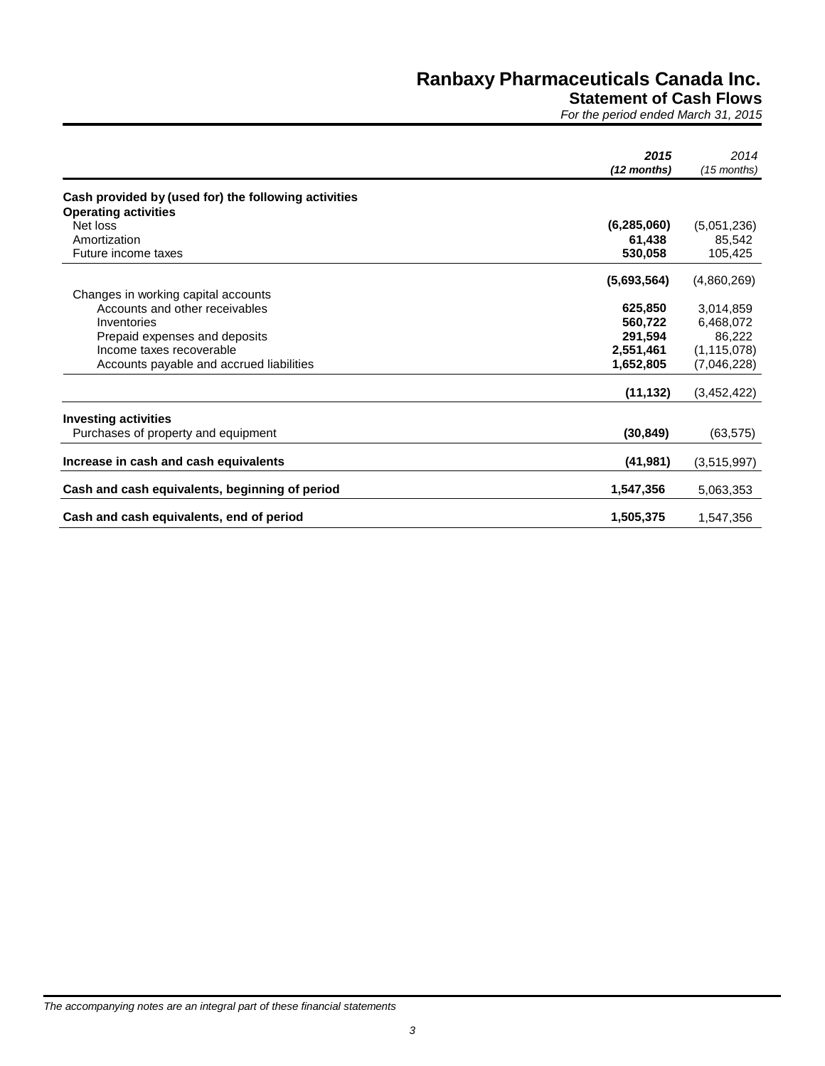# Ranbaxy Pharmaceuticals Canada Inc.

## Statement of Cash Flows

*For the period ended March 31, 2015*

| | **2015** *(12 months)* | 2014 *(15 months)* |
|---|---|---|
| **Cash provided by (used for) the following activities** | | |
| **Operating activities** | | |
| Net loss | **(6,285,060)** | (5,051,236) |
| Amortization | **61,438** | 85,542 |
| Future income taxes | **530,058** | 105,425 |
| | **(5,693,564)** | (4,860,269) |
| Changes in working capital accounts | | |
| Accounts and other receivables | **625,850** | 3,014,859 |
| Inventories | **560,722** | 6,468,072 |
| Prepaid expenses and deposits | **291,594** | 86,222 |
| Income taxes recoverable | **2,551,461** | (1,115,078) |
| Accounts payable and accrued liabilities | **1,652,805** | (7,046,228) |
| | **(11,132)** | (3,452,422) |
| **Investing activities** | | |
| Purchases of property and equipment | **(30,849)** | (63,575) |
| **Increase in cash and cash equivalents** | **(41,981)** | (3,515,997) |
| **Cash and cash equivalents, beginning of period** | **1,547,356** | 5,063,353 |
| **Cash and cash equivalents, end of period** | **1,505,375** | 1,547,356 |

*The accompanying notes are an integral part of these financial statements*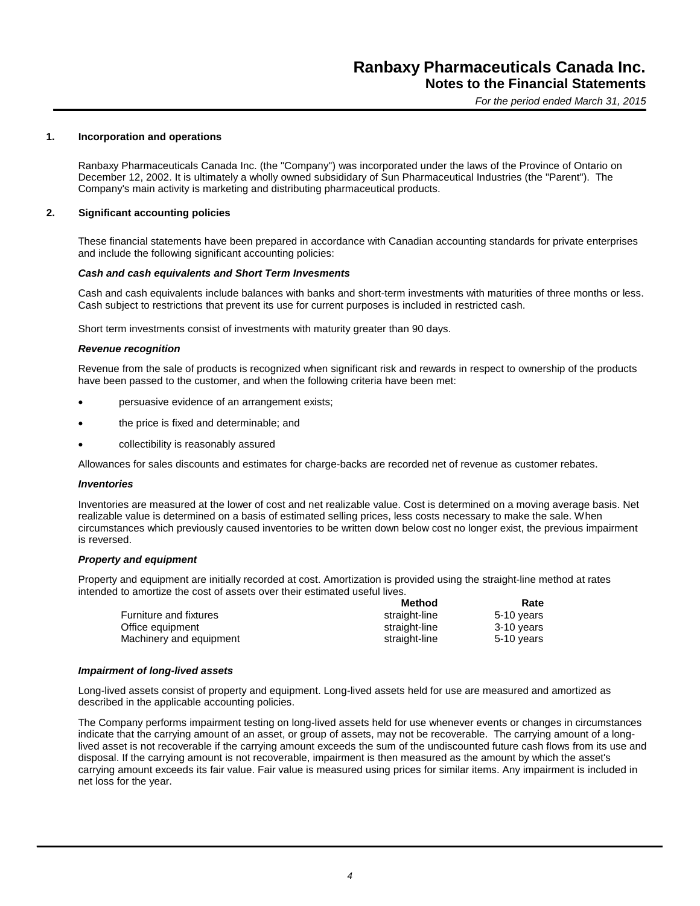# Ranbaxy Pharmaceuticals Canada Inc.
## Notes to the Financial Statements
*For the period ended March 31, 2015*

**1. Incorporation and operations**

Ranbaxy Pharmaceuticals Canada Inc. (the "Company") was incorporated under the laws of the Province of Ontario on December 12, 2002. It is ultimately a wholly owned subsididary of Sun Pharmaceutical Industries (the "Parent"). The Company's main activity is marketing and distributing pharmaceutical products.

**2. Significant accounting policies**

These financial statements have been prepared in accordance with Canadian accounting standards for private enterprises and include the following significant accounting policies:

***Cash and cash equivalents and Short Term Invesments***

Cash and cash equivalents include balances with banks and short-term investments with maturities of three months or less. Cash subject to restrictions that prevent its use for current purposes is included in restricted cash.

Short term investments consist of investments with maturity greater than 90 days.

***Revenue recognition***

Revenue from the sale of products is recognized when significant risk and rewards in respect to ownership of the products have been passed to the customer, and when the following criteria have been met:

- persuasive evidence of an arrangement exists;
- the price is fixed and determinable; and
- collectibility is reasonably assured

Allowances for sales discounts and estimates for charge-backs are recorded net of revenue as customer rebates.

***Inventories***

Inventories are measured at the lower of cost and net realizable value. Cost is determined on a moving average basis. Net realizable value is determined on a basis of estimated selling prices, less costs necessary to make the sale. When circumstances which previously caused inventories to be written down below cost no longer exist, the previous impairment is reversed.

***Property and equipment***

Property and equipment are initially recorded at cost. Amortization is provided using the straight-line method at rates intended to amortize the cost of assets over their estimated useful lives.

| | Method | Rate |
|---|---|---|
| Furniture and fixtures | straight-line | 5-10 years |
| Office equipment | straight-line | 3-10 years |
| Machinery and equipment | straight-line | 5-10 years |

***Impairment of long-lived assets***

Long-lived assets consist of property and equipment. Long-lived assets held for use are measured and amortized as described in the applicable accounting policies.

The Company performs impairment testing on long-lived assets held for use whenever events or changes in circumstances indicate that the carrying amount of an asset, or group of assets, may not be recoverable. The carrying amount of a long-lived asset is not recoverable if the carrying amount exceeds the sum of the undiscounted future cash flows from its use and disposal. If the carrying amount is not recoverable, impairment is then measured as the amount by which the asset's carrying amount exceeds its fair value. Fair value is measured using prices for similar items. Any impairment is included in net loss for the year.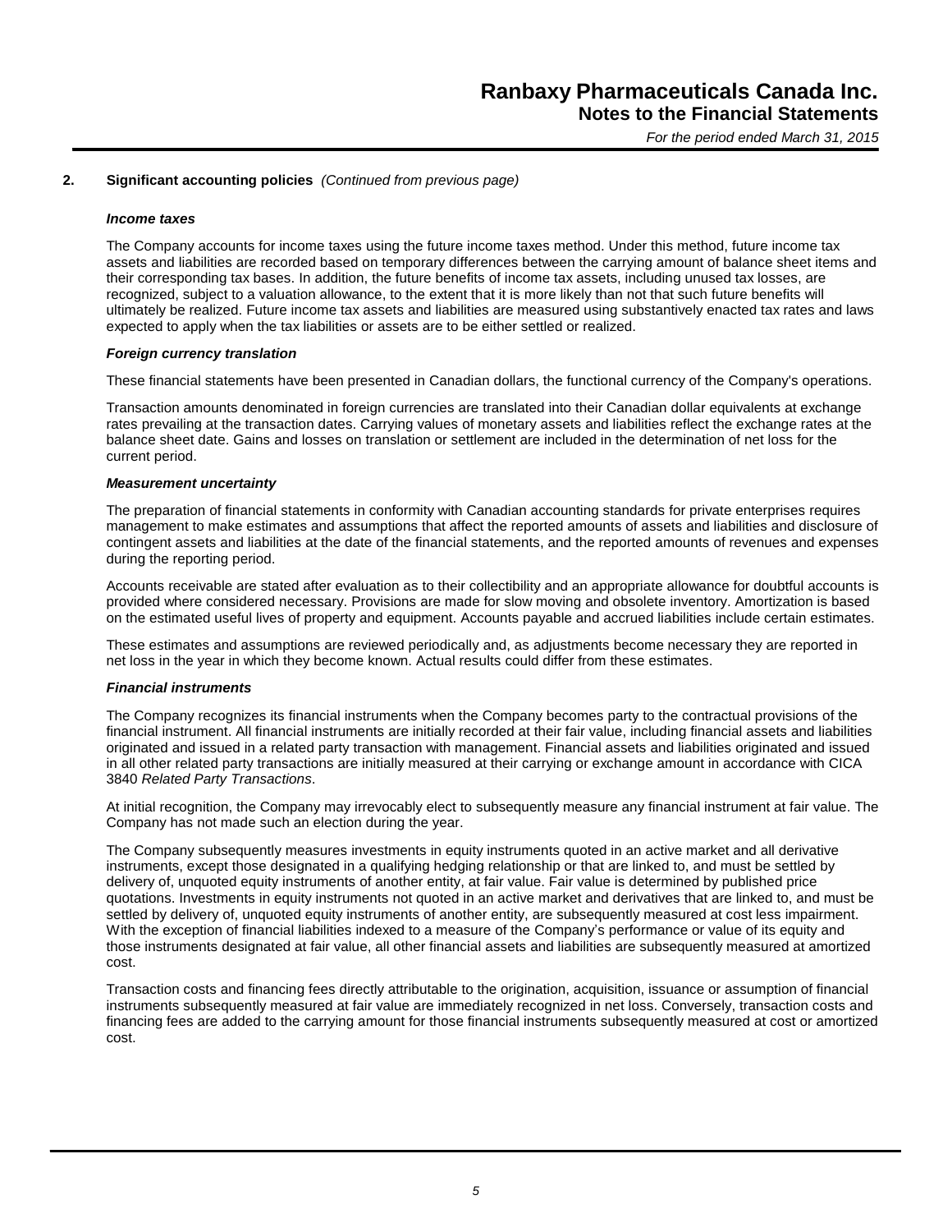## 2. Significant accounting policies *(Continued from previous page)*

***Income taxes***

The Company accounts for income taxes using the future income taxes method. Under this method, future income tax assets and liabilities are recorded based on temporary differences between the carrying amount of balance sheet items and their corresponding tax bases. In addition, the future benefits of income tax assets, including unused tax losses, are recognized, subject to a valuation allowance, to the extent that it is more likely than not that such future benefits will ultimately be realized. Future income tax assets and liabilities are measured using substantively enacted tax rates and laws expected to apply when the tax liabilities or assets are to be either settled or realized.

***Foreign currency translation***

These financial statements have been presented in Canadian dollars, the functional currency of the Company's operations.

Transaction amounts denominated in foreign currencies are translated into their Canadian dollar equivalents at exchange rates prevailing at the transaction dates. Carrying values of monetary assets and liabilities reflect the exchange rates at the balance sheet date. Gains and losses on translation or settlement are included in the determination of net loss for the current period.

***Measurement uncertainty***

The preparation of financial statements in conformity with Canadian accounting standards for private enterprises requires management to make estimates and assumptions that affect the reported amounts of assets and liabilities and disclosure of contingent assets and liabilities at the date of the financial statements, and the reported amounts of revenues and expenses during the reporting period.

Accounts receivable are stated after evaluation as to their collectibility and an appropriate allowance for doubtful accounts is provided where considered necessary. Provisions are made for slow moving and obsolete inventory. Amortization is based on the estimated useful lives of property and equipment. Accounts payable and accrued liabilities include certain estimates.

These estimates and assumptions are reviewed periodically and, as adjustments become necessary they are reported in net loss in the year in which they become known. Actual results could differ from these estimates.

***Financial instruments***

The Company recognizes its financial instruments when the Company becomes party to the contractual provisions of the financial instrument. All financial instruments are initially recorded at their fair value, including financial assets and liabilities originated and issued in a related party transaction with management. Financial assets and liabilities originated and issued in all other related party transactions are initially measured at their carrying or exchange amount in accordance with CICA 3840 *Related Party Transactions*.

At initial recognition, the Company may irrevocably elect to subsequently measure any financial instrument at fair value. The Company has not made such an election during the year.

The Company subsequently measures investments in equity instruments quoted in an active market and all derivative instruments, except those designated in a qualifying hedging relationship or that are linked to, and must be settled by delivery of, unquoted equity instruments of another entity, at fair value. Fair value is determined by published price quotations. Investments in equity instruments not quoted in an active market and derivatives that are linked to, and must be settled by delivery of, unquoted equity instruments of another entity, are subsequently measured at cost less impairment. With the exception of financial liabilities indexed to a measure of the Company's performance or value of its equity and those instruments designated at fair value, all other financial assets and liabilities are subsequently measured at amortized cost.

Transaction costs and financing fees directly attributable to the origination, acquisition, issuance or assumption of financial instruments subsequently measured at fair value are immediately recognized in net loss. Conversely, transaction costs and financing fees are added to the carrying amount for those financial instruments subsequently measured at cost or amortized cost.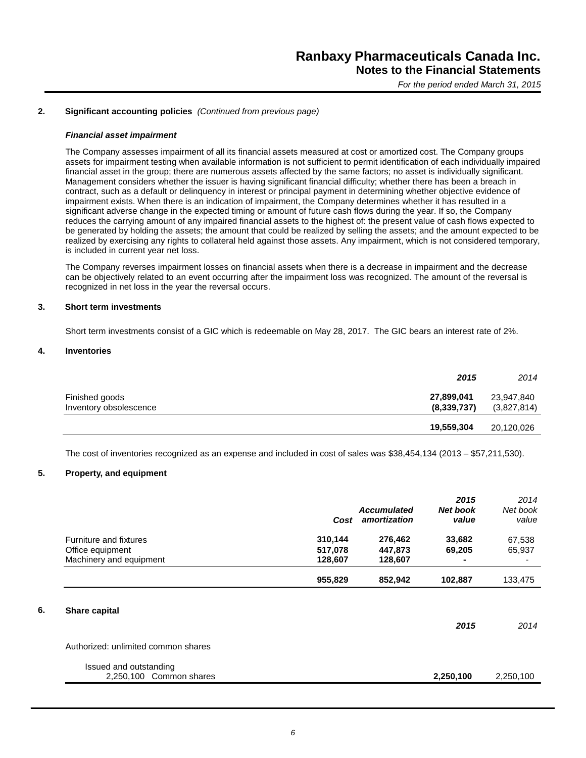## 2. Significant accounting policies *(Continued from previous page)*

### *Financial asset impairment*

The Company assesses impairment of all its financial assets measured at cost or amortized cost. The Company groups assets for impairment testing when available information is not sufficient to permit identification of each individually impaired financial asset in the group; there are numerous assets affected by the same factors; no asset is individually significant. Management considers whether the issuer is having significant financial difficulty; whether there has been a breach in contract, such as a default or delinquency in interest or principal payment in determining whether objective evidence of impairment exists. When there is an indication of impairment, the Company determines whether it has resulted in a significant adverse change in the expected timing or amount of future cash flows during the year. If so, the Company reduces the carrying amount of any impaired financial assets to the highest of: the present value of cash flows expected to be generated by holding the assets; the amount that could be realized by selling the assets; and the amount expected to be realized by exercising any rights to collateral held against those assets. Any impairment, which is not considered temporary, is included in current year net loss.

The Company reverses impairment losses on financial assets when there is a decrease in impairment and the decrease can be objectively related to an event occurring after the impairment loss was recognized. The amount of the reversal is recognized in net loss in the year the reversal occurs.

## 3. Short term investments

Short term investments consist of a GIC which is redeemable on May 28, 2017. The GIC bears an interest rate of 2%.

## 4. Inventories

| | **2015** | *2014* |
|---|---|---|
| Finished goods | **27,899,041** | 23,947,840 |
| Inventory obsolescence | **(8,339,737)** | (3,827,814) |
| | **19,559,304** | 20,120,026 |

The cost of inventories recognized as an expense and included in cost of sales was $38,454,134 (2013 – $57,211,530).

## 5. Property, and equipment

| | ***Cost*** | ***Accumulated amortization*** | ***2015 Net book value*** | *2014 Net book value* |
|---|---|---|---|---|
| Furniture and fixtures | **310,144** | **276,462** | **33,682** | 67,538 |
| Office equipment | **517,078** | **447,873** | **69,205** | 65,937 |
| Machinery and equipment | **128,607** | **128,607** | **-** | - |
| | **955,829** | **852,942** | **102,887** | 133,475 |

## 6. Share capital

| | **2015** | *2014* |
|---|---|---|
| Authorized: unlimited common shares | | |
| Issued and outstanding | | |
| 2,250,100 Common shares | **2,250,100** | 2,250,100 |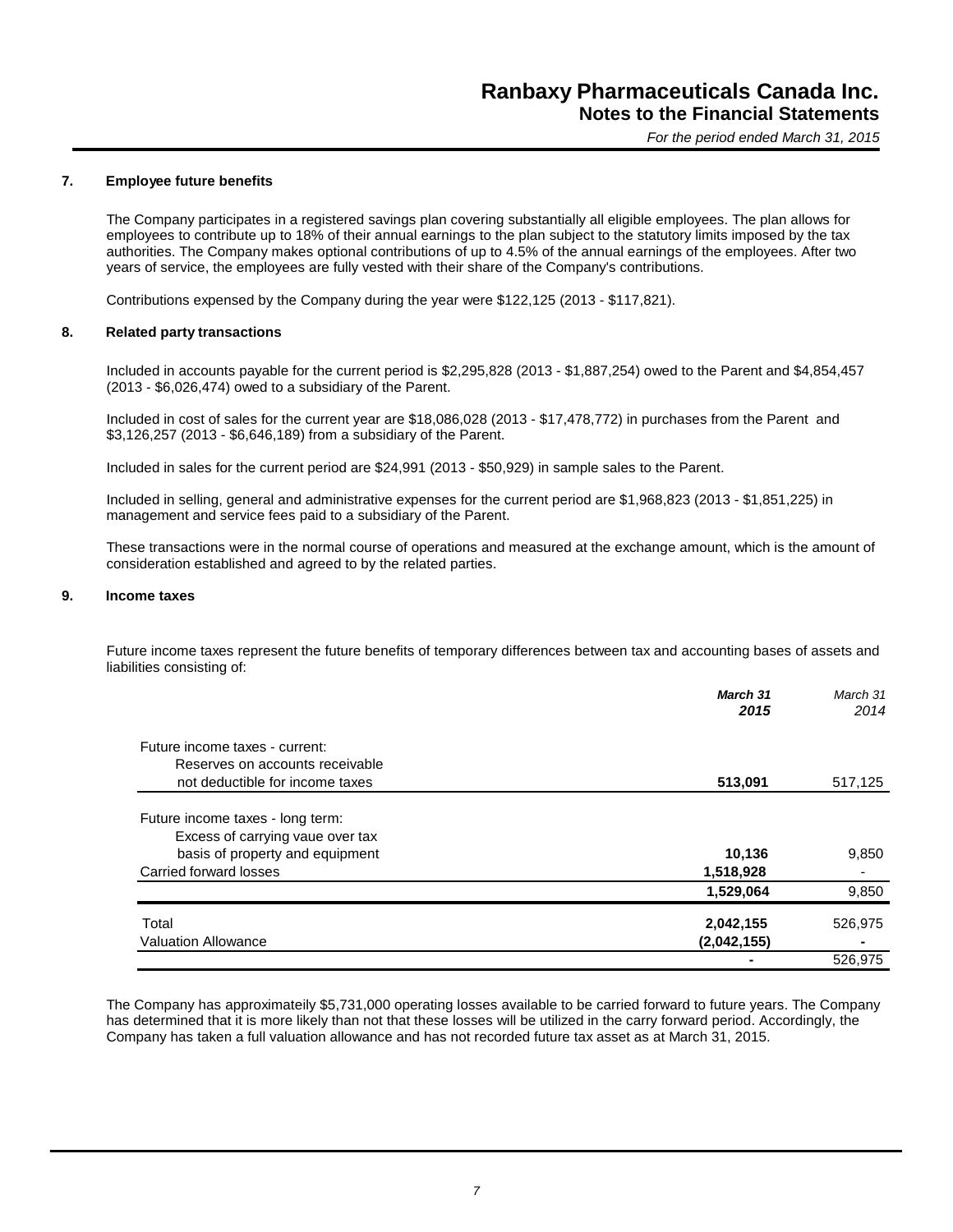# Ranbaxy Pharmaceuticals Canada Inc.
## Notes to the Financial Statements
*For the period ended March 31, 2015*

### 7. Employee future benefits

The Company participates in a registered savings plan covering substantially all eligible employees. The plan allows for employees to contribute up to 18% of their annual earnings to the plan subject to the statutory limits imposed by the tax authorities. The Company makes optional contributions of up to 4.5% of the annual earnings of the employees. After two years of service, the employees are fully vested with their share of the Company's contributions.

Contributions expensed by the Company during the year were $122,125 (2013 - $117,821).

### 8. Related party transactions

Included in accounts payable for the current period is $2,295,828 (2013 - $1,887,254) owed to the Parent and $4,854,457 (2013 - $6,026,474) owed to a subsidiary of the Parent.

Included in cost of sales for the current year are $18,086,028 (2013 - $17,478,772) in purchases from the Parent and $3,126,257 (2013 - $6,646,189) from a subsidiary of the Parent.

Included in sales for the current period are $24,991 (2013 - $50,929) in sample sales to the Parent.

Included in selling, general and administrative expenses for the current period are $1,968,823 (2013 - $1,851,225) in management and service fees paid to a subsidiary of the Parent.

These transactions were in the normal course of operations and measured at the exchange amount, which is the amount of consideration established and agreed to by the related parties.

### 9. Income taxes

Future income taxes represent the future benefits of temporary differences between tax and accounting bases of assets and liabilities consisting of:

| | ***March 31 2015*** | *March 31 2014* |
|---|---|---|
| Future income taxes - current: | | |
| Reserves on accounts receivable not deductible for income taxes | **513,091** | 517,125 |
| Future income taxes - long term: | | |
| Excess of carrying vaue over tax basis of property and equipment | **10,136** | 9,850 |
| Carried forward losses | **1,518,928** | - |
| | **1,529,064** | 9,850 |
| Total | **2,042,155** | 526,975 |
| Valuation Allowance | **(2,042,155)** | - |
| | **-** | 526,975 |

The Company has approximateily $5,731,000 operating losses available to be carried forward to future years. The Company has determined that it is more likely than not that these losses will be utilized in the carry forward period. Accordingly, the Company has taken a full valuation allowance and has not recorded future tax asset as at March 31, 2015.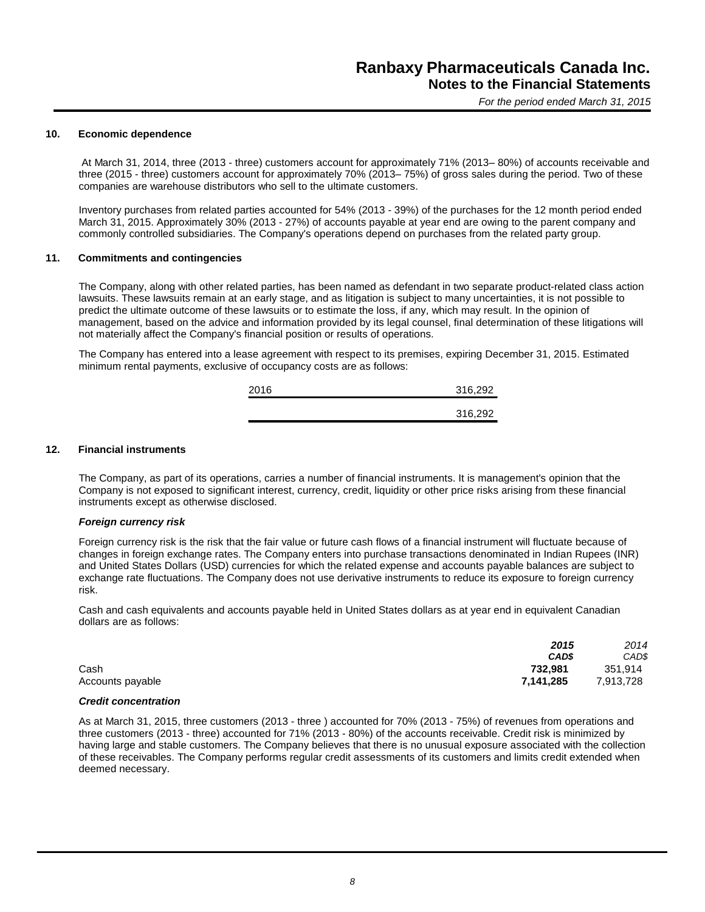## 10. Economic dependence

At March 31, 2014, three (2013 - three) customers account for approximately 71% (2013– 80%) of accounts receivable and three (2015 - three) customers account for approximately 70% (2013– 75%) of gross sales during the period. Two of these companies are warehouse distributors who sell to the ultimate customers.

Inventory purchases from related parties accounted for 54% (2013 - 39%) of the purchases for the 12 month period ended March 31, 2015. Approximately 30% (2013 - 27%) of accounts payable at year end are owing to the parent company and commonly controlled subsidiaries. The Company's operations depend on purchases from the related party group.

## 11. Commitments and contingencies

The Company, along with other related parties, has been named as defendant in two separate product-related class action lawsuits. These lawsuits remain at an early stage, and as litigation is subject to many uncertainties, it is not possible to predict the ultimate outcome of these lawsuits or to estimate the loss, if any, which may result. In the opinion of management, based on the advice and information provided by its legal counsel, final determination of these litigations will not materially affect the Company's financial position or results of operations.

The Company has entered into a lease agreement with respect to its premises, expiring December 31, 2015. Estimated minimum rental payments, exclusive of occupancy costs are as follows:

| | |
|---|---|
| 2016 | 316,292 |
| | 316,292 |

## 12. Financial instruments

The Company, as part of its operations, carries a number of financial instruments. It is management's opinion that the Company is not exposed to significant interest, currency, credit, liquidity or other price risks arising from these financial instruments except as otherwise disclosed.

***Foreign currency risk***

Foreign currency risk is the risk that the fair value or future cash flows of a financial instrument will fluctuate because of changes in foreign exchange rates. The Company enters into purchase transactions denominated in Indian Rupees (INR) and United States Dollars (USD) currencies for which the related expense and accounts payable balances are subject to exchange rate fluctuations. The Company does not use derivative instruments to reduce its exposure to foreign currency risk.

Cash and cash equivalents and accounts payable held in United States dollars as at year end in equivalent Canadian dollars are as follows:

| | ***2015*** | *2014* |
|---|---|---|
| | ***CAD$*** | *CAD$* |
| Cash | **732,981** | 351,914 |
| Accounts payable | **7,141,285** | 7,913,728 |

***Credit concentration***

As at March 31, 2015, three customers (2013 - three ) accounted for 70% (2013 - 75%) of revenues from operations and three customers (2013 - three) accounted for 71% (2013 - 80%) of the accounts receivable. Credit risk is minimized by having large and stable customers. The Company believes that there is no unusual exposure associated with the collection of these receivables. The Company performs regular credit assessments of its customers and limits credit extended when deemed necessary.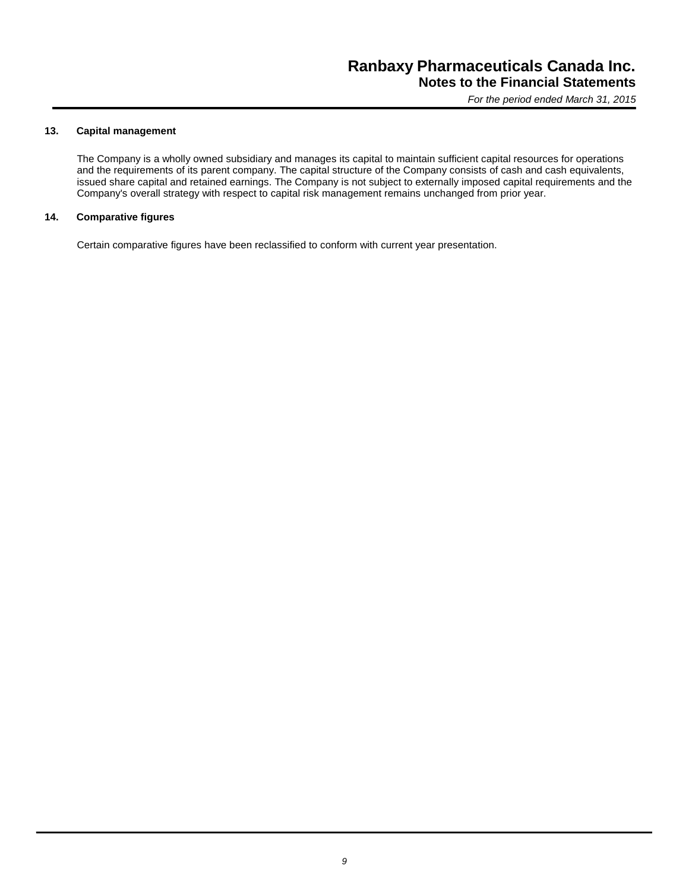### 13. Capital management

The Company is a wholly owned subsidiary and manages its capital to maintain sufficient capital resources for operations and the requirements of its parent company. The capital structure of the Company consists of cash and cash equivalents, issued share capital and retained earnings. The Company is not subject to externally imposed capital requirements and the Company's overall strategy with respect to capital risk management remains unchanged from prior year.

### 14. Comparative figures

Certain comparative figures have been reclassified to conform with current year presentation.